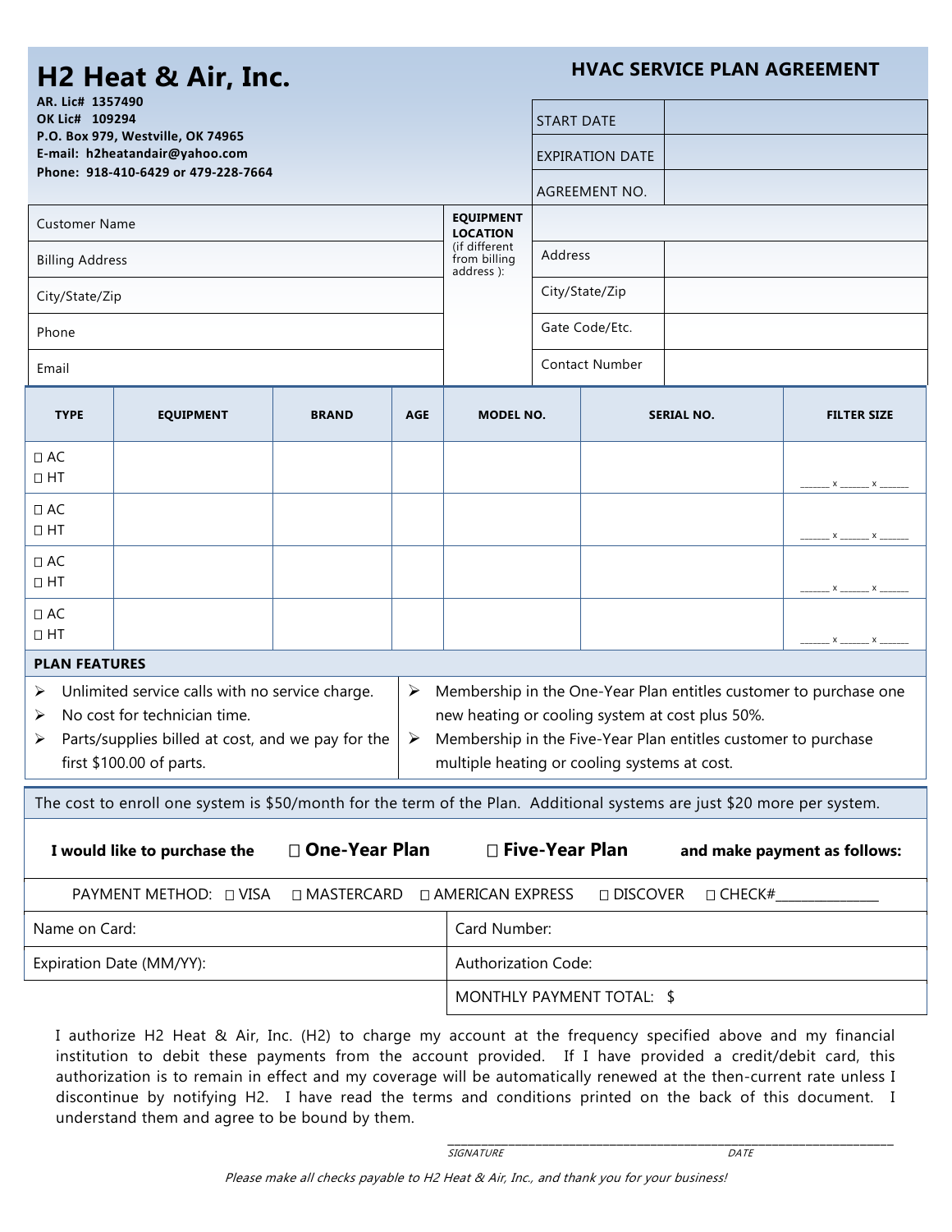# H2 Heat & Air, Inc.

**AR. Lic# 1357490**
**OK Lic# 109294**
**P.O. Box 979, Westville, OK 74965**
**E-mail: h2heatandair@yahoo.com**
**Phone: 918-410-6429 or 479-228-7664**

## HVAC SERVICE PLAN AGREEMENT

| | |
|---|---|
| START DATE | |
| EXPIRATION DATE | |
| AGREEMENT NO. | |

| | | | |
|---|---|---|---|
| Customer Name | **EQUIPMENT LOCATION** (if different from billing address ): | | |
| Billing Address | | Address | |
| City/State/Zip | | City/State/Zip | |
| Phone | | Gate Code/Etc. | |
| Email | | Contact Number | |

| TYPE | EQUIPMENT | BRAND | AGE | MODEL NO. | SERIAL NO. | FILTER SIZE |
|---|---|---|---|---|---|---|
| ☐ AC ☐ HT | | | | | | ______ x ______ x ______ |
| ☐ AC ☐ HT | | | | | | ______ x ______ x ______ |
| ☐ AC ☐ HT | | | | | | ______ x ______ x ______ |
| ☐ AC ☐ HT | | | | | | ______ x ______ x ______ |

**PLAN FEATURES**

- Unlimited service calls with no service charge.
- No cost for technician time.
- Parts/supplies billed at cost, and we pay for the first $100.00 of parts.
- Membership in the One-Year Plan entitles customer to purchase one new heating or cooling system at cost plus 50%.
- Membership in the Five-Year Plan entitles customer to purchase multiple heating or cooling systems at cost.

The cost to enroll one system is $50/month for the term of the Plan. Additional systems are just $20 more per system.

**I would like to purchase the** ☐ **One-Year Plan** ☐ **Five-Year Plan** **and make payment as follows:**

PAYMENT METHOD: ☐ VISA ☐ MASTERCARD ☐ AMERICAN EXPRESS ☐ DISCOVER ☐ CHECK#______________

| | |
|---|---|
| Name on Card: | Card Number: |
| Expiration Date (MM/YY): | Authorization Code: |
| | MONTHLY PAYMENT TOTAL: $ |

I authorize H2 Heat & Air, Inc. (H2) to charge my account at the frequency specified above and my financial institution to debit these payments from the account provided. If I have provided a credit/debit card, this authorization is to remain in effect and my coverage will be automatically renewed at the then-current rate unless I discontinue by notifying H2. I have read the terms and conditions printed on the back of this document. I understand them and agree to be bound by them.

_______________________________________________________________
*SIGNATURE* *DATE*

*Please make all checks payable to H2 Heat & Air, Inc., and thank you for your business!*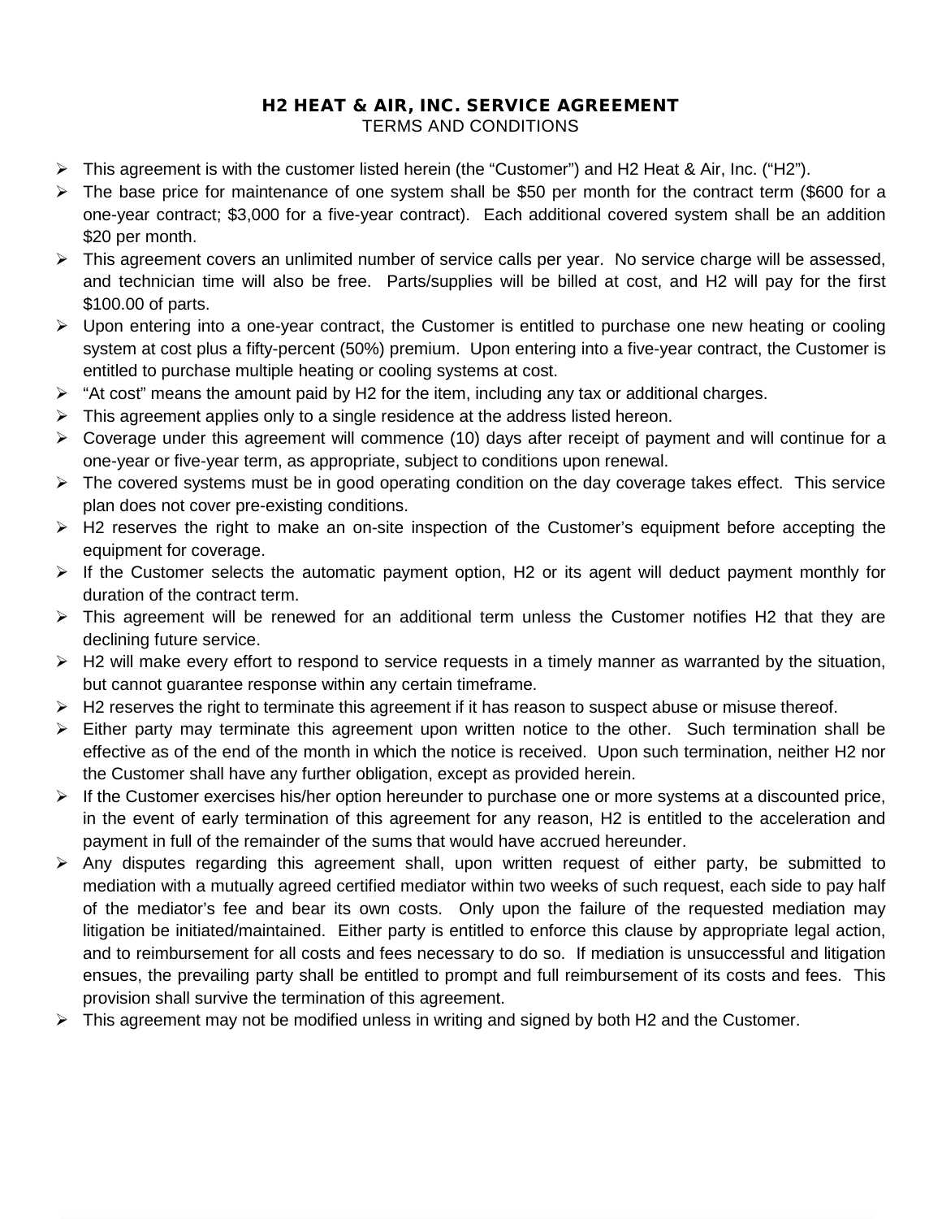# H2 HEAT & AIR, INC. SERVICE AGREEMENT

TERMS AND CONDITIONS

- This agreement is with the customer listed herein (the "Customer") and H2 Heat & Air, Inc. ("H2").
- The base price for maintenance of one system shall be $50 per month for the contract term ($600 for a one-year contract; $3,000 for a five-year contract). Each additional covered system shall be an addition $20 per month.
- This agreement covers an unlimited number of service calls per year. No service charge will be assessed, and technician time will also be free. Parts/supplies will be billed at cost, and H2 will pay for the first $100.00 of parts.
- Upon entering into a one-year contract, the Customer is entitled to purchase one new heating or cooling system at cost plus a fifty-percent (50%) premium. Upon entering into a five-year contract, the Customer is entitled to purchase multiple heating or cooling systems at cost.
- "At cost" means the amount paid by H2 for the item, including any tax or additional charges.
- This agreement applies only to a single residence at the address listed hereon.
- Coverage under this agreement will commence (10) days after receipt of payment and will continue for a one-year or five-year term, as appropriate, subject to conditions upon renewal.
- The covered systems must be in good operating condition on the day coverage takes effect. This service plan does not cover pre-existing conditions.
- H2 reserves the right to make an on-site inspection of the Customer's equipment before accepting the equipment for coverage.
- If the Customer selects the automatic payment option, H2 or its agent will deduct payment monthly for duration of the contract term.
- This agreement will be renewed for an additional term unless the Customer notifies H2 that they are declining future service.
- H2 will make every effort to respond to service requests in a timely manner as warranted by the situation, but cannot guarantee response within any certain timeframe.
- H2 reserves the right to terminate this agreement if it has reason to suspect abuse or misuse thereof.
- Either party may terminate this agreement upon written notice to the other. Such termination shall be effective as of the end of the month in which the notice is received. Upon such termination, neither H2 nor the Customer shall have any further obligation, except as provided herein.
- If the Customer exercises his/her option hereunder to purchase one or more systems at a discounted price, in the event of early termination of this agreement for any reason, H2 is entitled to the acceleration and payment in full of the remainder of the sums that would have accrued hereunder.
- Any disputes regarding this agreement shall, upon written request of either party, be submitted to mediation with a mutually agreed certified mediator within two weeks of such request, each side to pay half of the mediator's fee and bear its own costs. Only upon the failure of the requested mediation may litigation be initiated/maintained. Either party is entitled to enforce this clause by appropriate legal action, and to reimbursement for all costs and fees necessary to do so. If mediation is unsuccessful and litigation ensues, the prevailing party shall be entitled to prompt and full reimbursement of its costs and fees. This provision shall survive the termination of this agreement.
- This agreement may not be modified unless in writing and signed by both H2 and the Customer.